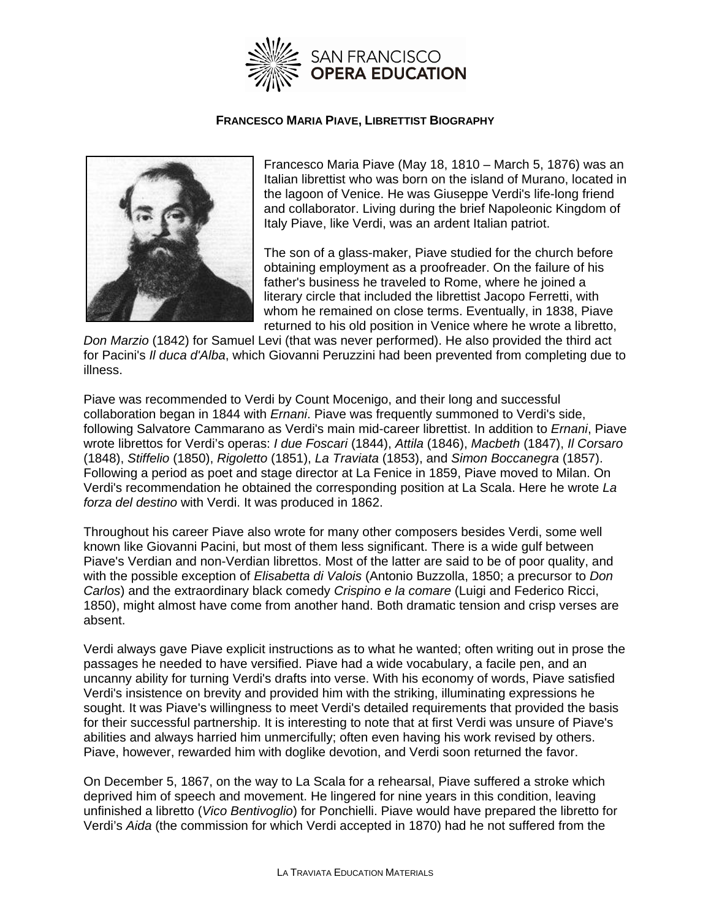# Francesco Maria Piave, Librettist Biography

Francesco Maria Piave (May 18, 1810 – March 5, 1876) was an Italian librettist who was born on the island of Murano, located in the lagoon of Venice. He was Giuseppe Verdi's life-long friend and collaborator. Living during the brief Napoleonic Kingdom of Italy Piave, like Verdi, was an ardent Italian patriot.

The son of a glass-maker, Piave studied for the church before obtaining employment as a proofreader. On the failure of his father's business he traveled to Rome, where he joined a literary circle that included the librettist Jacopo Ferretti, with whom he remained on close terms. Eventually, in 1838, Piave returned to his old position in Venice where he wrote a libretto, *Don Marzio* (1842) for Samuel Levi (that was never performed). He also provided the third act for Pacini's *Il duca d'Alba*, which Giovanni Peruzzini had been prevented from completing due to illness.

Piave was recommended to Verdi by Count Mocenigo, and their long and successful collaboration began in 1844 with *Ernani*. Piave was frequently summoned to Verdi's side, following Salvatore Cammarano as Verdi's main mid-career librettist. In addition to *Ernani*, Piave wrote librettos for Verdi's operas: *I due Foscari* (1844), *Attila* (1846), *Macbeth* (1847), *Il Corsaro* (1848), *Stiffelio* (1850), *Rigoletto* (1851), *La Traviata* (1853), and *Simon Boccanegra* (1857). Following a period as poet and stage director at La Fenice in 1859, Piave moved to Milan. On Verdi's recommendation he obtained the corresponding position at La Scala. Here he wrote *La forza del destino* with Verdi. It was produced in 1862.

Throughout his career Piave also wrote for many other composers besides Verdi, some well known like Giovanni Pacini, but most of them less significant. There is a wide gulf between Piave's Verdian and non-Verdian librettos. Most of the latter are said to be of poor quality, and with the possible exception of *Elisabetta di Valois* (Antonio Buzzolla, 1850; a precursor to *Don Carlos*) and the extraordinary black comedy *Crispino e la comare* (Luigi and Federico Ricci, 1850), might almost have come from another hand. Both dramatic tension and crisp verses are absent.

Verdi always gave Piave explicit instructions as to what he wanted; often writing out in prose the passages he needed to have versified. Piave had a wide vocabulary, a facile pen, and an uncanny ability for turning Verdi's drafts into verse. With his economy of words, Piave satisfied Verdi's insistence on brevity and provided him with the striking, illuminating expressions he sought. It was Piave's willingness to meet Verdi's detailed requirements that provided the basis for their successful partnership. It is interesting to note that at first Verdi was unsure of Piave's abilities and always harried him unmercifully; often even having his work revised by others. Piave, however, rewarded him with doglike devotion, and Verdi soon returned the favor.

On December 5, 1867, on the way to La Scala for a rehearsal, Piave suffered a stroke which deprived him of speech and movement. He lingered for nine years in this condition, leaving unfinished a libretto (*Vico Bentivoglio*) for Ponchielli. Piave would have prepared the libretto for Verdi's *Aida* (the commission for which Verdi accepted in 1870) had he not suffered from the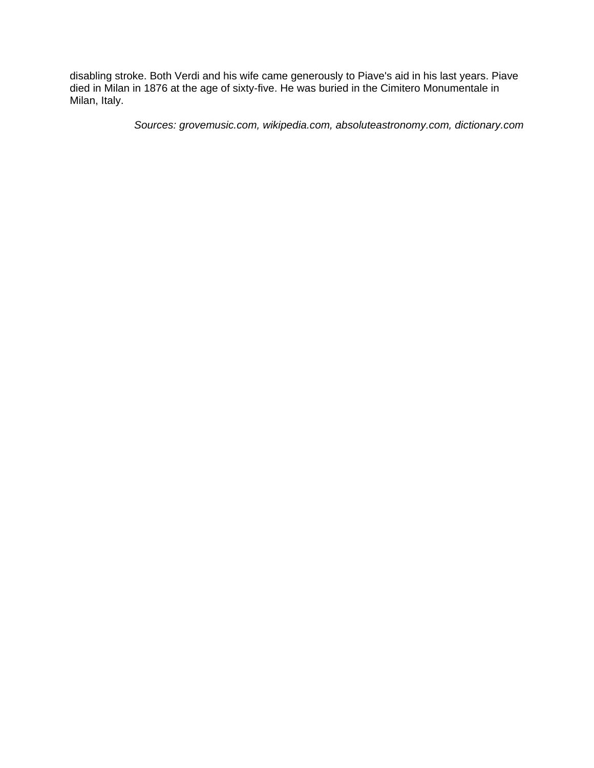disabling stroke. Both Verdi and his wife came generously to Piave's aid in his last years. Piave died in Milan in 1876 at the age of sixty-five. He was buried in the Cimitero Monumentale in Milan, Italy.

*Sources: grovemusic.com, wikipedia.com, absoluteastronomy.com, dictionary.com*